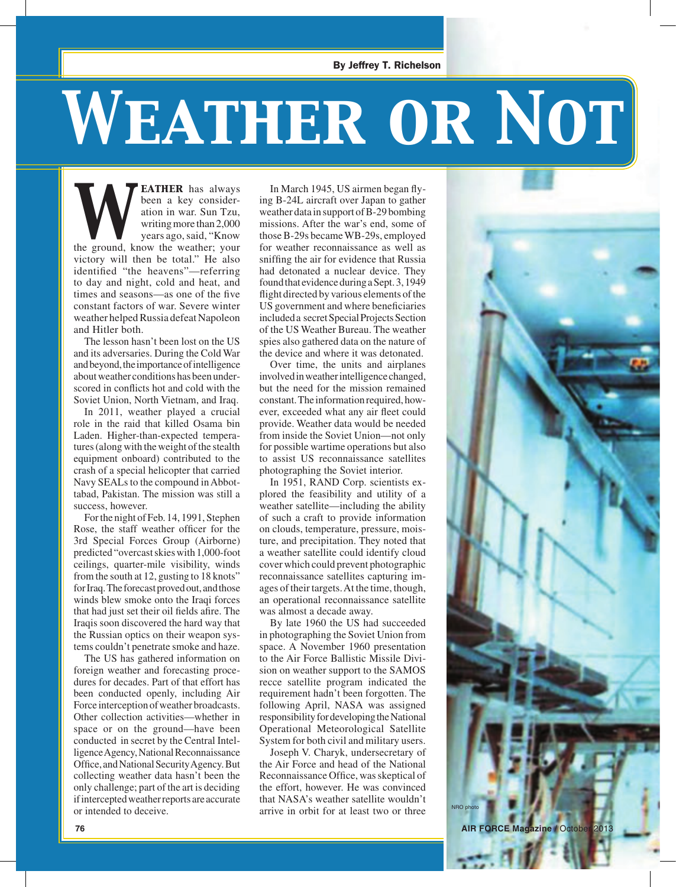By Jeffrey T. Richelson

# Weather or Not

**WEATHER** has always been a key consideration in war. Sun Tzu, writing more than 2,000 years ago, said, "Know the ground, know the weather; your victory will then be total." He also identified "the heavens"—referring to day and night, cold and heat, and times and seasons—as one of the five constant factors of war. Severe winter weather helped Russia defeat Napoleon and Hitler both.

The lesson hasn't been lost on the US and its adversaries. During the Cold War and beyond, the importance of intelligence about weather conditions has been underscored in conflicts hot and cold with the Soviet Union, North Vietnam, and Iraq.

In 2011, weather played a crucial role in the raid that killed Osama bin Laden. Higher-than-expected temperatures (along with the weight of the stealth equipment onboard) contributed to the crash of a special helicopter that carried Navy SEALs to the compound in Abbottabad, Pakistan. The mission was still a success, however.

For the night of Feb. 14, 1991, Stephen Rose, the staff weather officer for the 3rd Special Forces Group (Airborne) predicted "overcast skies with 1,000-foot ceilings, quarter-mile visibility, winds from the south at 12, gusting to 18 knots" for Iraq. The forecast proved out, and those winds blew smoke onto the Iraqi forces that had just set their oil fields afire. The Iraqis soon discovered the hard way that the Russian optics on their weapon systems couldn't penetrate smoke and haze.

The US has gathered information on foreign weather and forecasting procedures for decades. Part of that effort has been conducted openly, including Air Force interception of weather broadcasts. Other collection activities—whether in space or on the ground—have been conducted in secret by the Central Intelligence Agency, National Reconnaissance Office, and National Security Agency. But collecting weather data hasn't been the only challenge; part of the art is deciding if intercepted weather reports are accurate or intended to deceive.

In March 1945, US airmen began flying B-24L aircraft over Japan to gather weather data in support of B-29 bombing missions. After the war's end, some of those B-29s became WB-29s, employed for weather reconnaissance as well as sniffing the air for evidence that Russia had detonated a nuclear device. They found that evidence during a Sept. 3, 1949 flight directed by various elements of the US government and where beneficiaries included a secret Special Projects Section of the US Weather Bureau. The weather spies also gathered data on the nature of the device and where it was detonated.

Over time, the units and airplanes involved in weather intelligence changed, but the need for the mission remained constant. The information required, however, exceeded what any air fleet could provide. Weather data would be needed from inside the Soviet Union—not only for possible wartime operations but also to assist US reconnaissance satellites photographing the Soviet interior.

In 1951, RAND Corp. scientists explored the feasibility and utility of a weather satellite—including the ability of such a craft to provide information on clouds, temperature, pressure, moisture, and precipitation. They noted that a weather satellite could identify cloud cover which could prevent photographic reconnaissance satellites capturing images of their targets. At the time, though, an operational reconnaissance satellite was almost a decade away.

By late 1960 the US had succeeded in photographing the Soviet Union from space. A November 1960 presentation to the Air Force Ballistic Missile Division on weather support to the SAMOS recce satellite program indicated the requirement hadn't been forgotten. The following April, NASA was assigned responsibility for developing the National Operational Meteorological Satellite System for both civil and military users.

Joseph V. Charyk, undersecretary of the Air Force and head of the National Reconnaissance Office, was skeptical of the effort, however. He was convinced that NASA's weather satellite wouldn't arrive in orbit for at least two or three

NRO photo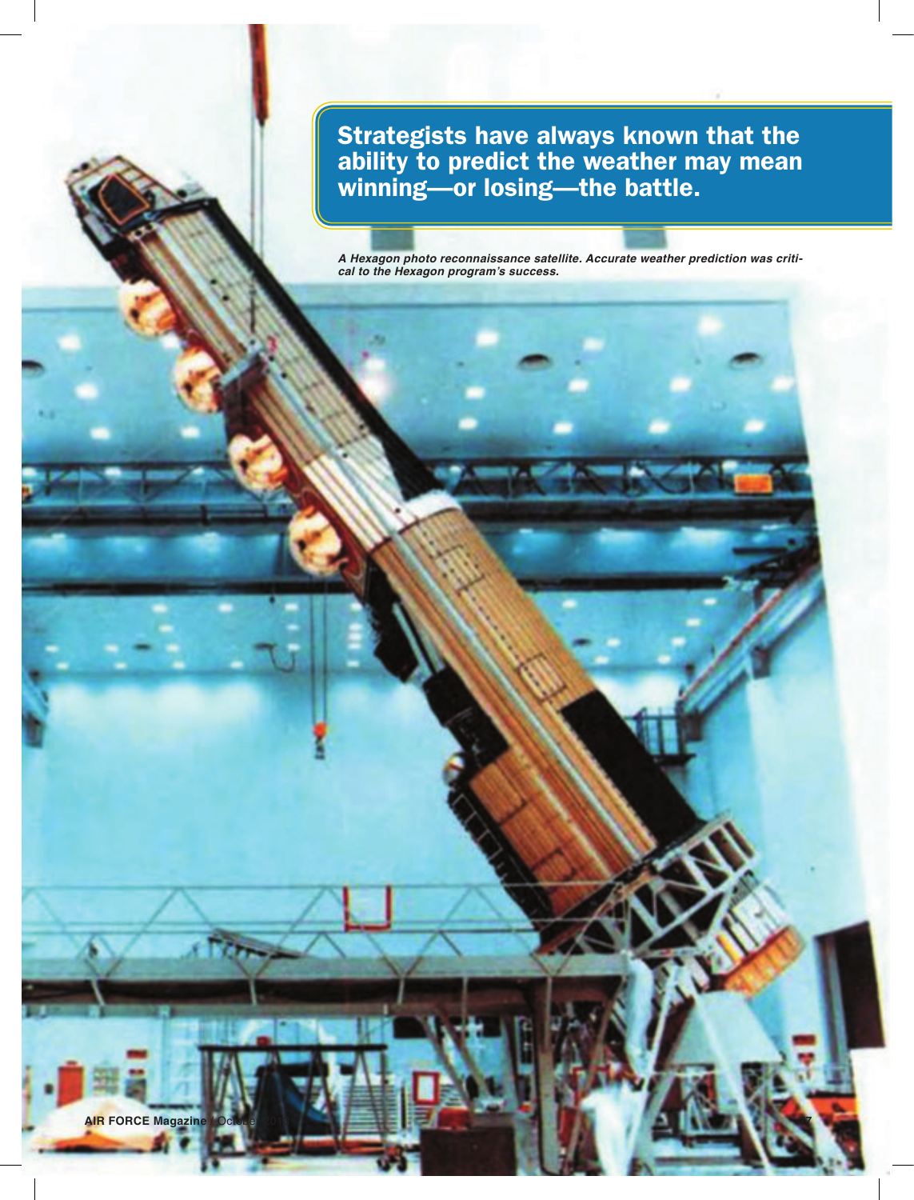**Strategists have always known that the ability to predict the weather may mean winning—or losing—the battle.**

*A Hexagon photo reconnaissance satellite. Accurate weather prediction was critical to the Hexagon program's success.*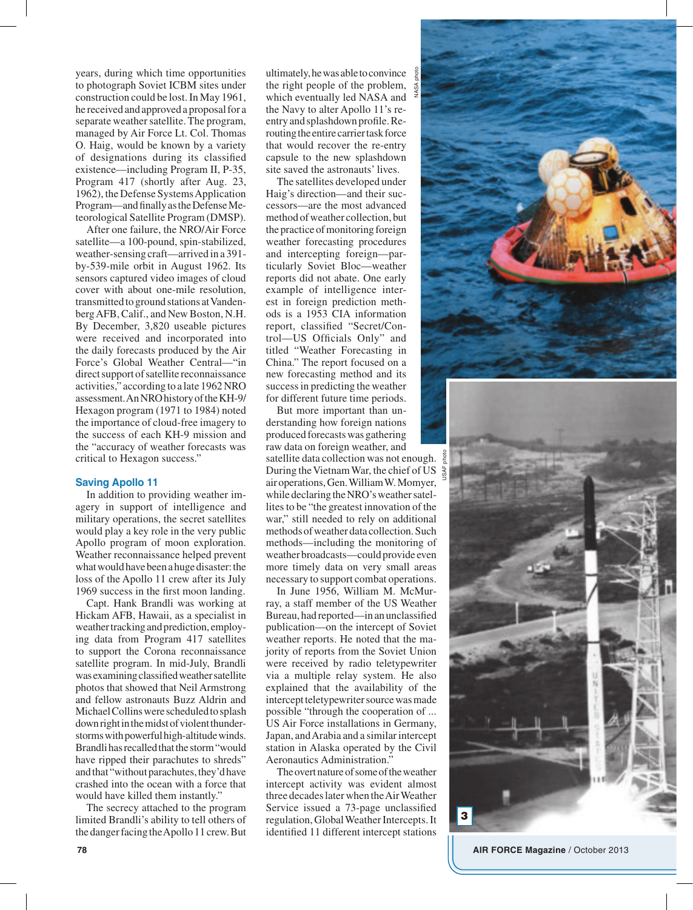years, during which time opportunities to photograph Soviet ICBM sites under construction could be lost. In May 1961, he received and approved a proposal for a separate weather satellite. The program, managed by Air Force Lt. Col. Thomas O. Haig, would be known by a variety of designations during its classified existence—including Program II, P-35, Program 417 (shortly after Aug. 23, 1962), the Defense Systems Application Program—and finally as the Defense Meteorological Satellite Program (DMSP).

After one failure, the NRO/Air Force satellite—a 100-pound, spin-stabilized, weather-sensing craft—arrived in a 391-by-539-mile orbit in August 1962. Its sensors captured video images of cloud cover with about one-mile resolution, transmitted to ground stations at Vandenberg AFB, Calif., and New Boston, N.H. By December, 3,820 useable pictures were received and incorporated into the daily forecasts produced by the Air Force's Global Weather Central—"in direct support of satellite reconnaissance activities," according to a late 1962 NRO assessment. An NRO history of the KH-9/Hexagon program (1971 to 1984) noted the importance of cloud-free imagery to the success of each KH-9 mission and the "accuracy of weather forecasts was critical to Hexagon success."

## Saving Apollo 11

In addition to providing weather imagery in support of intelligence and military operations, the secret satellites would play a key role in the very public Apollo program of moon exploration. Weather reconnaissance helped prevent what would have been a huge disaster: the loss of the Apollo 11 crew after its July 1969 success in the first moon landing.

Capt. Hank Brandli was working at Hickam AFB, Hawaii, as a specialist in weather tracking and prediction, employing data from Program 417 satellites to support the Corona reconnaissance satellite program. In mid-July, Brandli was examining classified weather satellite photos that showed that Neil Armstrong and fellow astronauts Buzz Aldrin and Michael Collins were scheduled to splash down right in the midst of violent thunderstorms with powerful high-altitude winds. Brandli has recalled that the storm "would have ripped their parachutes to shreds" and that "without parachutes, they'd have crashed into the ocean with a force that would have killed them instantly."

The secrecy attached to the program limited Brandli's ability to tell others of the danger facing the Apollo 11 crew. But ultimately, he was able to convince the right people of the problem, which eventually led NASA and the Navy to alter Apollo 11's re-entry and splashdown profile. Re-routing the entire carrier task force that would recover the re-entry capsule to the new splashdown site saved the astronauts' lives.

The satellites developed under Haig's direction—and their successors—are the most advanced method of weather collection, but the practice of monitoring foreign weather forecasting procedures and intercepting foreign—particularly Soviet Bloc—weather reports did not abate. One early example of intelligence interest in foreign prediction methods is a 1953 CIA information report, classified "Secret/Control—US Officials Only" and titled "Weather Forecasting in China." The report focused on a new forecasting method and its success in predicting the weather for different future time periods.

But more important than understanding how foreign nations produced forecasts was gathering raw data on foreign weather, and satellite data collection was not enough. During the Vietnam War, the chief of US air operations, Gen. William W. Momyer, while declaring the NRO's weather satellites to be "the greatest innovation of the war," still needed to rely on additional methods of weather data collection. Such methods—including the monitoring of weather broadcasts—could provide even more timely data on very small areas necessary to support combat operations.

In June 1956, William M. McMurray, a staff member of the US Weather Bureau, had reported—in an unclassified publication—on the intercept of Soviet weather reports. He noted that the majority of reports from the Soviet Union were received by radio teletypewriter via a multiple relay system. He also explained that the availability of the intercept teletypewriter source was made possible "through the cooperation of ... US Air Force installations in Germany, Japan, and Arabia and a similar intercept station in Alaska operated by the Civil Aeronautics Administration."

The overt nature of some of the weather intercept activity was evident almost three decades later when the Air Weather Service issued a 73-page unclassified regulation, Global Weather Intercepts. It identified 11 different intercept stations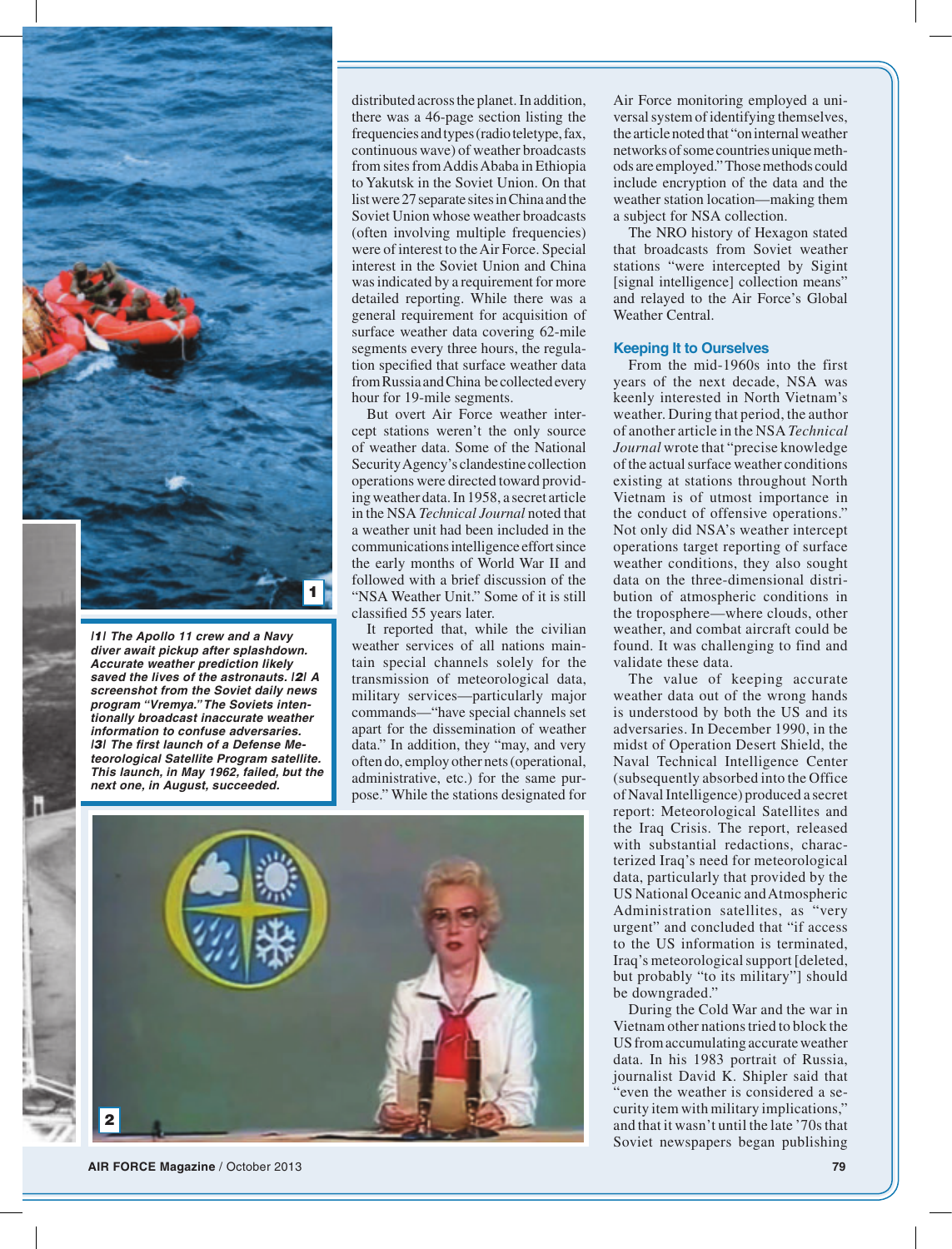distributed across the planet. In addition, there was a 46-page section listing the frequencies and types (radio teletype, fax, continuous wave) of weather broadcasts from sites from Addis Ababa in Ethiopia to Yakutsk in the Soviet Union. On that list were 27 separate sites in China and the Soviet Union whose weather broadcasts (often involving multiple frequencies) were of interest to the Air Force. Special interest in the Soviet Union and China was indicated by a requirement for more detailed reporting. While there was a general requirement for acquisition of surface weather data covering 62-mile segments every three hours, the regulation specified that surface weather data from Russia and China be collected every hour for 19-mile segments.

But overt Air Force weather intercept stations weren't the only source of weather data. Some of the National Security Agency's clandestine collection operations were directed toward providing weather data. In 1958, a secret article in the NSA *Technical Journal* noted that a weather unit had been included in the communications intelligence effort since the early months of World War II and followed with a brief discussion of the "NSA Weather Unit." Some of it is still classified 55 years later.

It reported that, while the civilian weather services of all nations maintain special channels solely for the transmission of meteorological data, military services—particularly major commands—"have special channels set apart for the dissemination of weather data." In addition, they "may, and very often do, employ other nets (operational, administrative, etc.) for the same purpose." While the stations designated for Air Force monitoring employed a universal system of identifying themselves, the article noted that "on internal weather networks of some countries unique methods are employed." Those methods could include encryption of the data and the weather station location—making them a subject for NSA collection.

The NRO history of Hexagon stated that broadcasts from Soviet weather stations "were intercepted by Sigint [signal intelligence] collection means" and relayed to the Air Force's Global Weather Central.

### Keeping It to Ourselves

From the mid-1960s into the first years of the next decade, NSA was keenly interested in North Vietnam's weather. During that period, the author of another article in the NSA *Technical Journal* wrote that "precise knowledge of the actual surface weather conditions existing at stations throughout North Vietnam is of utmost importance in the conduct of offensive operations." Not only did NSA's weather intercept operations target reporting of surface weather conditions, they also sought data on the three-dimensional distribution of atmospheric conditions in the troposphere—where clouds, other weather, and combat aircraft could be found. It was challenging to find and validate these data.

The value of keeping accurate weather data out of the wrong hands is understood by both the US and its adversaries. In December 1990, in the midst of Operation Desert Shield, the Naval Technical Intelligence Center (subsequently absorbed into the Office of Naval Intelligence) produced a secret report: Meteorological Satellites and the Iraq Crisis. The report, released with substantial redactions, characterized Iraq's need for meteorological data, particularly that provided by the US National Oceanic and Atmospheric Administration satellites, as "very urgent" and concluded that "if access to the US information is terminated, Iraq's meteorological support [deleted, but probably "to its military"] should be downgraded."

During the Cold War and the war in Vietnam other nations tried to block the US from accumulating accurate weather data. In his 1983 portrait of Russia, journalist David K. Shipler said that "even the weather is considered a security item with military implications," and that it wasn't until the late '70s that Soviet newspapers began publishing

***|1| The Apollo 11 crew and a Navy diver await pickup after splashdown. Accurate weather prediction likely saved the lives of the astronauts. |2| A screenshot from the Soviet daily news program "Vremya." The Soviets intentionally broadcast inaccurate weather information to confuse adversaries. |3| The first launch of a Defense Meteorological Satellite Program satellite. This launch, in May 1962, failed, but the next one, in August, succeeded.***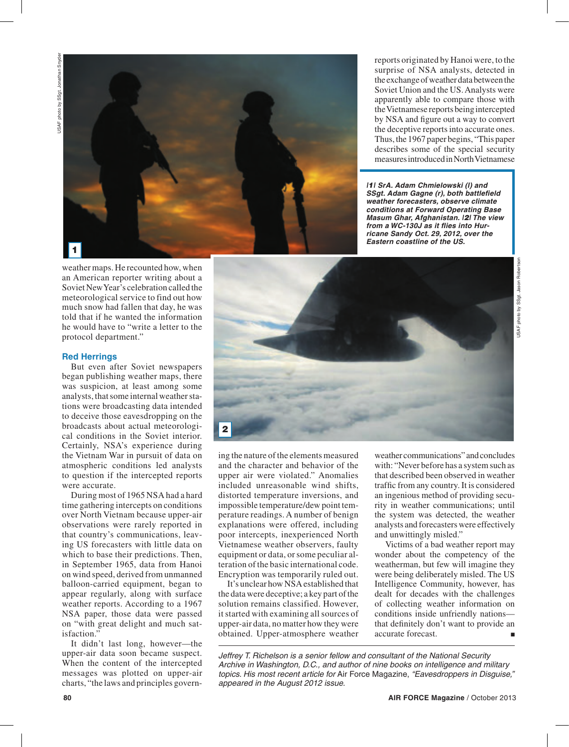weather maps. He recounted how, when an American reporter writing about a Soviet New Year's celebration called the meteorological service to find out how much snow had fallen that day, he was told that if he wanted the information he would have to "write a letter to the protocol department."

### Red Herrings

But even after Soviet newspapers began publishing weather maps, there was suspicion, at least among some analysts, that some internal weather stations were broadcasting data intended to deceive those eavesdropping on the broadcasts about actual meteorological conditions in the Soviet interior. Certainly, NSA's experience during the Vietnam War in pursuit of data on atmospheric conditions led analysts to question if the intercepted reports were accurate.

During most of 1965 NSA had a hard time gathering intercepts on conditions over North Vietnam because upper-air observations were rarely reported in that country's communications, leaving US forecasters with little data on which to base their predictions. Then, in September 1965, data from Hanoi on wind speed, derived from unmanned balloon-carried equipment, began to appear regularly, along with surface weather reports. According to a 1967 NSA paper, those data were passed on "with great delight and much satisfaction."

It didn't last long, however—the upper-air data soon became suspect. When the content of the intercepted messages was plotted on upper-air charts, "the laws and principles governing the nature of the elements measured and the character and behavior of the upper air were violated." Anomalies included unreasonable wind shifts, distorted temperature inversions, and impossible temperature/dew point temperature readings. A number of benign explanations were offered, including poor intercepts, inexperienced North Vietnamese weather observers, faulty equipment or data, or some peculiar alteration of the basic international code. Encryption was temporarily ruled out.

It's unclear how NSA established that the data were deceptive; a key part of the solution remains classified. However, it started with examining all sources of upper-air data, no matter how they were obtained. Upper-atmosphere weather reports originated by Hanoi were, to the surprise of NSA analysts, detected in the exchange of weather data between the Soviet Union and the US. Analysts were apparently able to compare those with the Vietnamese reports being intercepted by NSA and figure out a way to convert the deceptive reports into accurate ones. Thus, the 1967 paper begins, "This paper describes some of the special security measures introduced in North Vietnamese weather communications" and concludes with: "Never before has a system such as that described been observed in weather traffic from any country. It is considered an ingenious method of providing security in weather communications; until the system was detected, the weather analysts and forecasters were effectively and unwittingly misled."

Victims of a bad weather report may wonder about the competency of the weatherman, but few will imagine they were being deliberately misled. The US Intelligence Community, however, has dealt for decades with the challenges of collecting weather information on conditions inside unfriendly nations—that definitely don't want to provide an accurate forecast. ■

***|1| SrA. Adam Chmielowski (l) and SSgt. Adam Gagne (r), both battlefield weather forecasters, observe climate conditions at Forward Operating Base Masum Ghar, Afghanistan. |2| The view from a WC-130J as it flies into Hurricane Sandy Oct. 29, 2012, over the Eastern coastline of the US.***

USAF photo by SSgt. Jonathan Snyder

USAF photo by SSgt. Jason Robertson

*Jeffrey T. Richelson is a senior fellow and consultant of the National Security Archive in Washington, D.C., and author of nine books on intelligence and military topics. His most recent article for* Air Force Magazine, *"Eavesdroppers in Disguise," appeared in the August 2012 issue.*